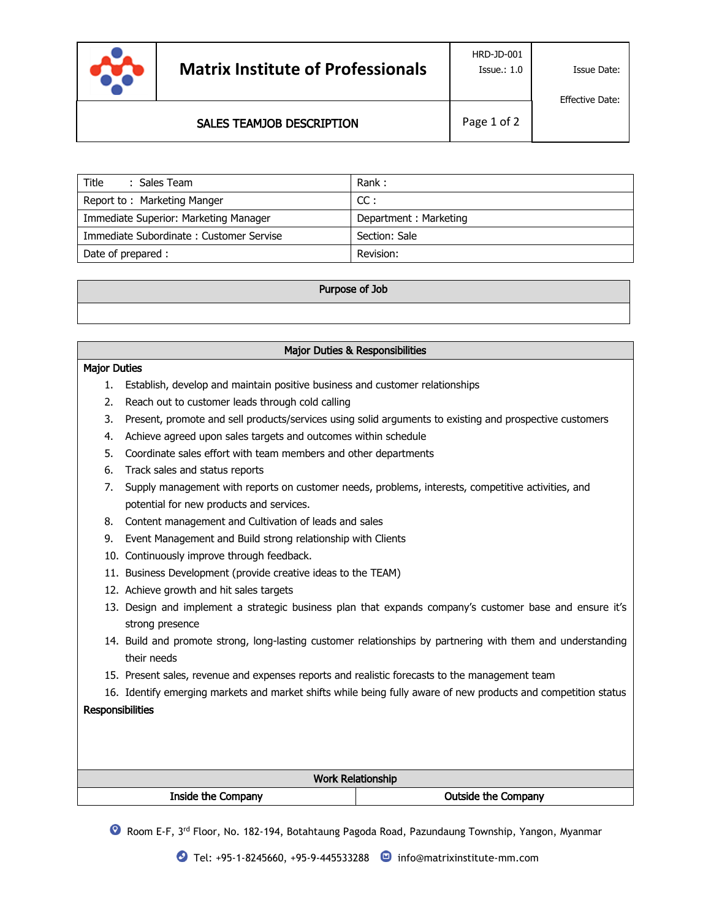| | Matrix Institute of Professionals | HRD-JD-001<br>Issue.: 1.0 | Issue Date: |
|---|---|---|---|
| | SALES TEAMJOB DESCRIPTION | | Effective Date: |

| Title : Sales Team | Rank : |
|---|---|
| Report to : Marketing Manger | CC : |
| Immediate Superior: Marketing Manager | Department : Marketing |
| Immediate Subordinate : Customer Servise | Section: Sale |
| Date of prepared : | Revision: |

## Purpose of Job

## Major Duties & Responsibilities

**Major Duties**

1. Establish, develop and maintain positive business and customer relationships
2. Reach out to customer leads through cold calling
3. Present, promote and sell products/services using solid arguments to existing and prospective customers
4. Achieve agreed upon sales targets and outcomes within schedule
5. Coordinate sales effort with team members and other departments
6. Track sales and status reports
7. Supply management with reports on customer needs, problems, interests, competitive activities, and potential for new products and services.
8. Content management and Cultivation of leads and sales
9. Event Management and Build strong relationship with Clients
10. Continuously improve through feedback.
11. Business Development (provide creative ideas to the TEAM)
12. Achieve growth and hit sales targets
13. Design and implement a strategic business plan that expands company's customer base and ensure it's strong presence
14. Build and promote strong, long-lasting customer relationships by partnering with them and understanding their needs
15. Present sales, revenue and expenses reports and realistic forecasts to the management team
16. Identify emerging markets and market shifts while being fully aware of new products and competition status

**Responsibilities**

## Work Relationship

| Inside the Company | Outside the Company |
|---|---|

Room E-F, 3rd Floor, No. 182-194, Botahtaung Pagoda Road, Pazundaung Township, Yangon, Myanmar

Tel: +95-1-8245660, +95-9-445533288 info@matrixinstitute-mm.com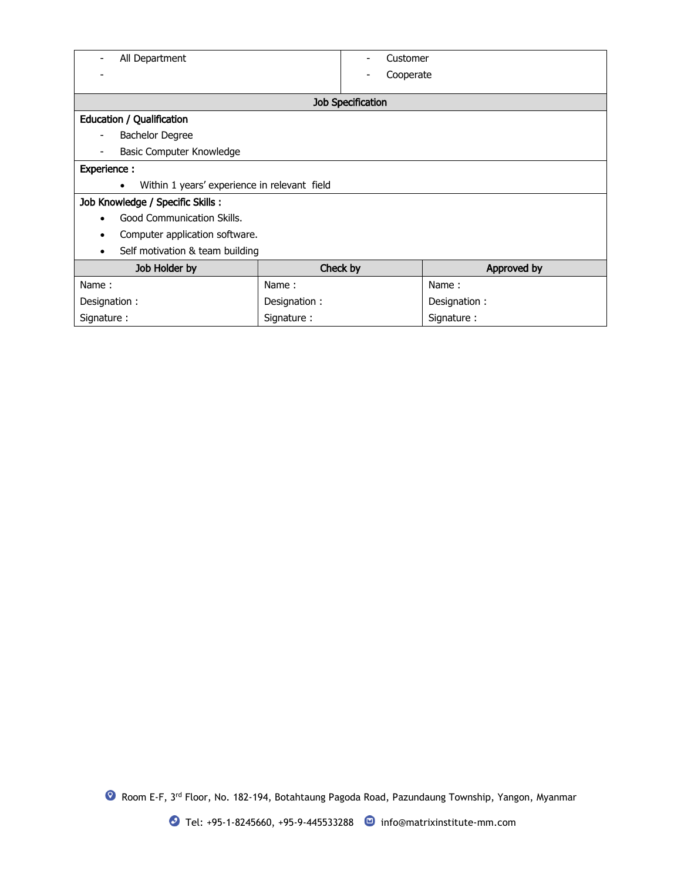| | |
|---|---|
| - All Department<br>- | - Customer<br>- Cooperate |

**Job Specification**

**Education / Qualification**

- Bachelor Degree
- Basic Computer Knowledge

**Experience :**

- Within 1 years' experience in relevant field

**Job Knowledge / Specific Skills :**

- Good Communication Skills.
- Computer application software.
- Self motivation & team building

| Job Holder by | Check by | Approved by |
|---|---|---|
| Name : | Name : | Name : |
| Designation : | Designation : | Designation : |
| Signature : | Signature : | Signature : |

Room E-F, 3rd Floor, No. 182-194, Botahtaung Pagoda Road, Pazundaung Township, Yangon, Myanmar

Tel: +95-1-8245660, +95-9-445533288 info@matrixinstitute-mm.com